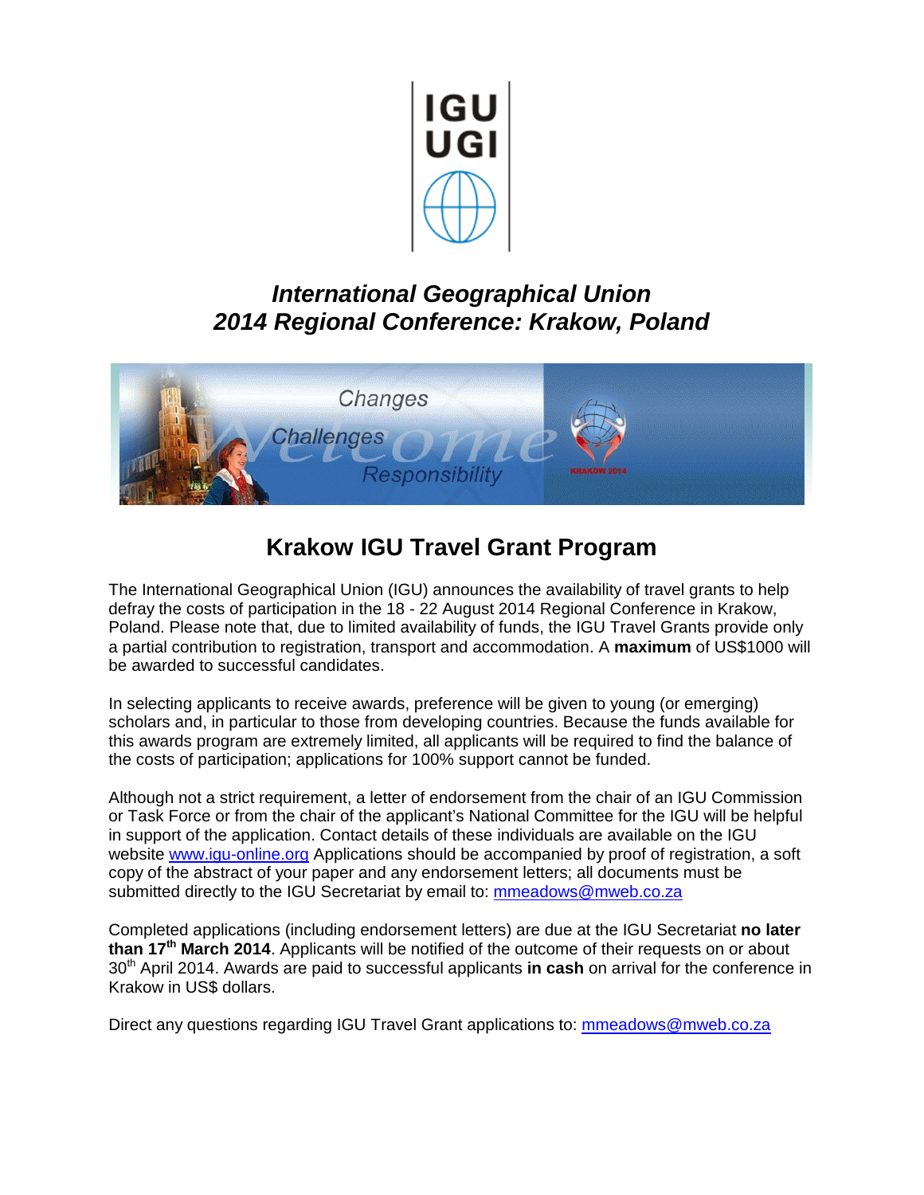# *International Geographical Union 2014 Regional Conference: Krakow, Poland*

## Krakow IGU Travel Grant Program

The International Geographical Union (IGU) announces the availability of travel grants to help defray the costs of participation in the 18 - 22 August 2014 Regional Conference in Krakow, Poland. Please note that, due to limited availability of funds, the IGU Travel Grants provide only a partial contribution to registration, transport and accommodation. A **maximum** of US$1000 will be awarded to successful candidates.

In selecting applicants to receive awards, preference will be given to young (or emerging) scholars and, in particular to those from developing countries. Because the funds available for this awards program are extremely limited, all applicants will be required to find the balance of the costs of participation; applications for 100% support cannot be funded.

Although not a strict requirement, a letter of endorsement from the chair of an IGU Commission or Task Force or from the chair of the applicant's National Committee for the IGU will be helpful in support of the application. Contact details of these individuals are available on the IGU website www.igu-online.org Applications should be accompanied by proof of registration, a soft copy of the abstract of your paper and any endorsement letters; all documents must be submitted directly to the IGU Secretariat by email to: mmeadows@mweb.co.za

Completed applications (including endorsement letters) are due at the IGU Secretariat **no later than 17th March 2014**. Applicants will be notified of the outcome of their requests on or about 30th April 2014. Awards are paid to successful applicants **in cash** on arrival for the conference in Krakow in US$ dollars.

Direct any questions regarding IGU Travel Grant applications to: mmeadows@mweb.co.za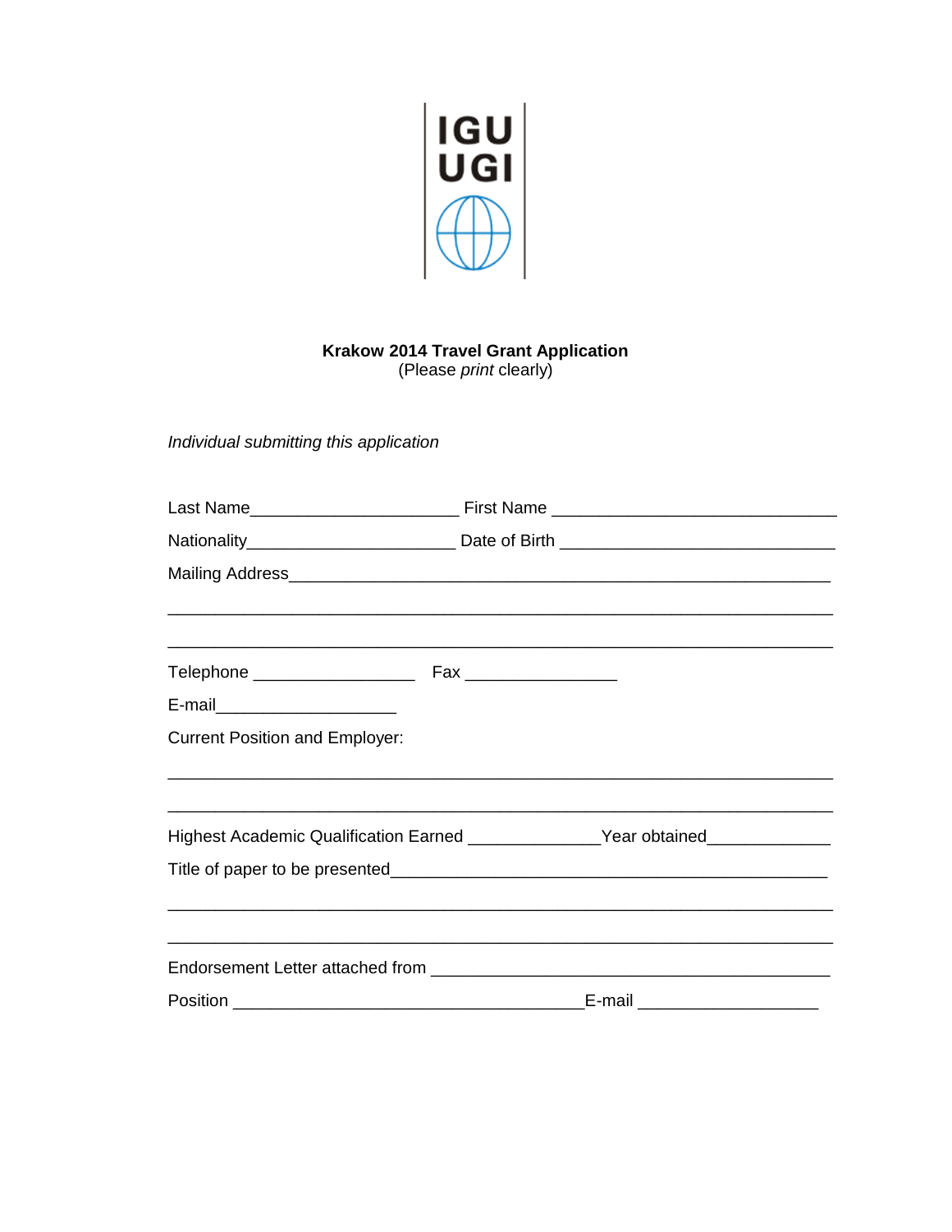IGU
UGI

**Krakow 2014 Travel Grant Application**
(Please *print* clearly)

*Individual submitting this application*

Last Name______________________ First Name ______________________________

Nationality______________________ Date of Birth _____________________________

Mailing Address_________________________________________________________

_____________________________________________________________________

_____________________________________________________________________

Telephone _________________ Fax ________________

E-mail___________________

Current Position and Employer:

_____________________________________________________________________

_____________________________________________________________________

Highest Academic Qualification Earned _____________Year obtained____________

Title of paper to be presented_____________________________________________

_____________________________________________________________________

_____________________________________________________________________

Endorsement Letter attached from __________________________________________

Position _____________________________________E-mail ___________________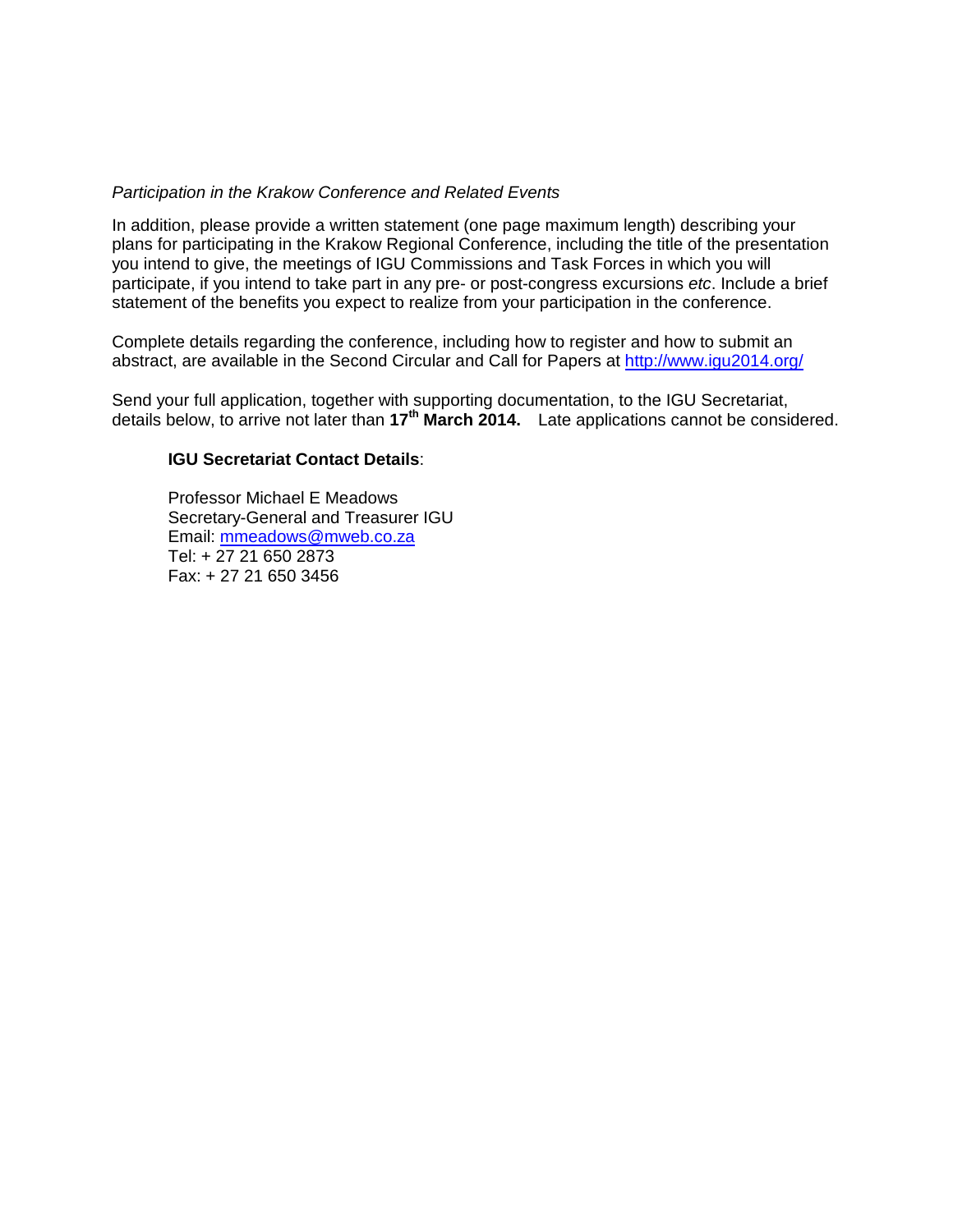*Participation in the Krakow Conference and Related Events*

In addition, please provide a written statement (one page maximum length) describing your plans for participating in the Krakow Regional Conference, including the title of the presentation you intend to give, the meetings of IGU Commissions and Task Forces in which you will participate, if you intend to take part in any pre- or post-congress excursions *etc*. Include a brief statement of the benefits you expect to realize from your participation in the conference.

Complete details regarding the conference, including how to register and how to submit an abstract, are available in the Second Circular and Call for Papers at http://www.igu2014.org/

Send your full application, together with supporting documentation, to the IGU Secretariat, details below, to arrive not later than **17th March 2014.** Late applications cannot be considered.

**IGU Secretariat Contact Details**:

Professor Michael E Meadows
Secretary-General and Treasurer IGU
Email: mmeadows@mweb.co.za
Tel: + 27 21 650 2873
Fax: + 27 21 650 3456